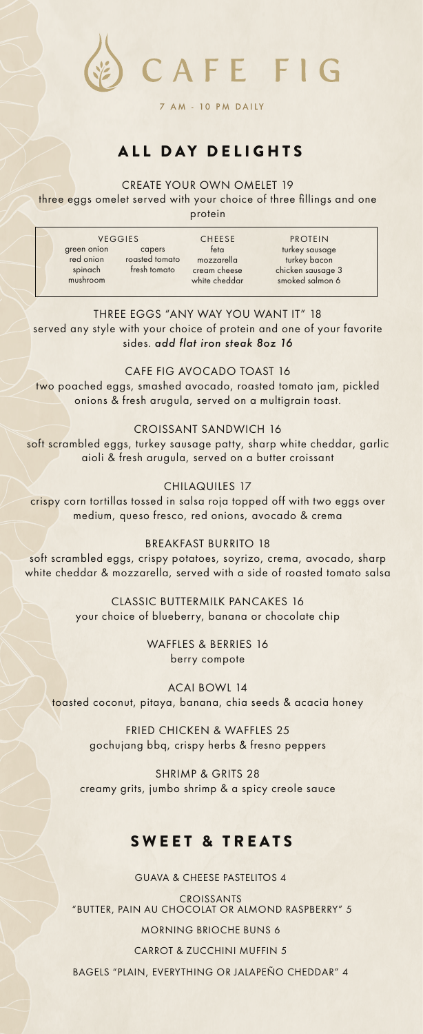# CAFE FIG

7 AM - 10 PM DAILY

## ALL DAY DELIGHTS

### CREATE YOUR OWN OMELET 19

three eggs omelet served with your choice of three fillings and one protein

| VEGGIES | | CHEESE | PROTEIN |
|---|---|---|---|
| green onion | capers | feta | turkey sausage |
| red onion | roasted tomato | mozzarella | turkey bacon |
| spinach | fresh tomato | cream cheese | chicken sausage 3 |
| mushroom | | white cheddar | smoked salmon 6 |

### THREE EGGS "ANY WAY YOU WANT IT" 18

served any style with your choice of protein and one of your favorite sides. *add flat iron steak 8oz 16*

### CAFE FIG AVOCADO TOAST 16

two poached eggs, smashed avocado, roasted tomato jam, pickled onions & fresh arugula, served on a multigrain toast.

### CROISSANT SANDWICH 16

soft scrambled eggs, turkey sausage patty, sharp white cheddar, garlic aioli & fresh arugula, served on a butter croissant

### CHILAQUILES 17

crispy corn tortillas tossed in salsa roja topped off with two eggs over medium, queso fresco, red onions, avocado & crema

### BREAKFAST BURRITO 18

soft scrambled eggs, crispy potatoes, soyrizo, crema, avocado, sharp white cheddar & mozzarella, served with a side of roasted tomato salsa

### CLASSIC BUTTERMILK PANCAKES 16

your choice of blueberry, banana or chocolate chip

### WAFFLES & BERRIES 16

berry compote

### ACAI BOWL 14

toasted coconut, pitaya, banana, chia seeds & acacia honey

### FRIED CHICKEN & WAFFLES 25

gochujang bbq, crispy herbs & fresno peppers

### SHRIMP & GRITS 28

creamy grits, jumbo shrimp & a spicy creole sauce

## SWEET & TREATS

GUAVA & CHEESE PASTELITOS 4

CROISSANTS "BUTTER, PAIN AU CHOCOLAT OR ALMOND RASPBERRY" 5

MORNING BRIOCHE BUNS 6

CARROT & ZUCCHINI MUFFIN 5

BAGELS "PLAIN, EVERYTHING OR JALAPEÑO CHEDDAR" 4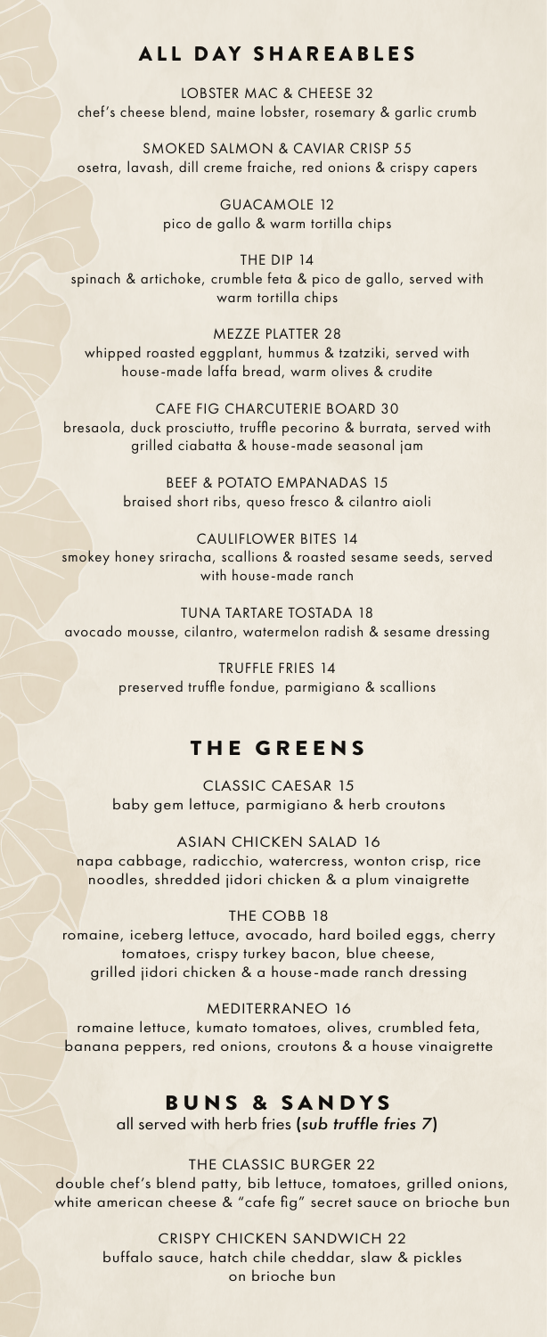## ALL DAY SHAREABLES

LOBSTER MAC & CHEESE 32
chef's cheese blend, maine lobster, rosemary & garlic crumb

SMOKED SALMON & CAVIAR CRISP 55
osetra, lavash, dill creme fraiche, red onions & crispy capers

GUACAMOLE 12
pico de gallo & warm tortilla chips

THE DIP 14
spinach & artichoke, crumble feta & pico de gallo, served with warm tortilla chips

MEZZE PLATTER 28
whipped roasted eggplant, hummus & tzatziki, served with house-made laffa bread, warm olives & crudite

CAFE FIG CHARCUTERIE BOARD 30
bresaola, duck prosciutto, truffle pecorino & burrata, served with grilled ciabatta & house-made seasonal jam

BEEF & POTATO EMPANADAS 15
braised short ribs, queso fresco & cilantro aioli

CAULIFLOWER BITES 14
smokey honey sriracha, scallions & roasted sesame seeds, served with house-made ranch

TUNA TARTARE TOSTADA 18
avocado mousse, cilantro, watermelon radish & sesame dressing

TRUFFLE FRIES 14
preserved truffle fondue, parmigiano & scallions

## THE GREENS

CLASSIC CAESAR 15
baby gem lettuce, parmigiano & herb croutons

ASIAN CHICKEN SALAD 16
napa cabbage, radicchio, watercress, wonton crisp, rice noodles, shredded jidori chicken & a plum vinaigrette

THE COBB 18
romaine, iceberg lettuce, avocado, hard boiled eggs, cherry tomatoes, crispy turkey bacon, blue cheese, grilled jidori chicken & a house-made ranch dressing

MEDITERRANEO 16
romaine lettuce, kumato tomatoes, olives, crumbled feta, banana peppers, red onions, croutons & a house vinaigrette

## BUNS & SANDYS

all served with herb fries (*sub truffle fries 7*)

THE CLASSIC BURGER 22
double chef's blend patty, bib lettuce, tomatoes, grilled onions, white american cheese & "cafe fig" secret sauce on brioche bun

CRISPY CHICKEN SANDWICH 22
buffalo sauce, hatch chile cheddar, slaw & pickles on brioche bun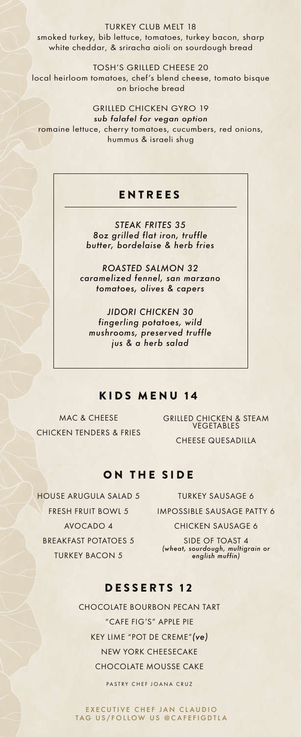TURKEY CLUB MELT 18
smoked turkey, bib lettuce, tomatoes, turkey bacon, sharp white cheddar, & sriracha aioli on sourdough bread

TOSH'S GRILLED CHEESE 20
local heirloom tomatoes, chef's blend cheese, tomato bisque on brioche bread

GRILLED CHICKEN GYRO 19
*sub falafel for vegan option*
romaine lettuce, cherry tomatoes, cucumbers, red onions, hummus & israeli shug

## ENTREES

*STEAK FRITES 35*
*8oz grilled flat iron, truffle butter, bordelaise & herb fries*

*ROASTED SALMON 32*
*caramelized fennel, san marzano tomatoes, olives & capers*

*JIDORI CHICKEN 30*
*fingerling potatoes, wild mushrooms, preserved truffle jus & a herb salad*

## KIDS MENU 14

MAC & CHEESE
CHICKEN TENDERS & FRIES
GRILLED CHICKEN & STEAM VEGETABLES
CHEESE QUESADILLA

## ON THE SIDE

HOUSE ARUGULA SALAD 5
FRESH FRUIT BOWL 5
AVOCADO 4
BREAKFAST POTATOES 5
TURKEY BACON 5
TURKEY SAUSAGE 6
IMPOSSIBLE SAUSAGE PATTY 6
CHICKEN SAUSAGE 6
SIDE OF TOAST 4
*(wheat, sourdough, multigrain or english muffin)*

## DESSERTS 12

CHOCOLATE BOURBON PECAN TART
"CAFE FIG'S" APPLE PIE
KEY LIME "POT DE CREME"*(ve)*
NEW YORK CHEESECAKE
CHOCOLATE MOUSSE CAKE

PASTRY CHEF JOANA CRUZ

EXECUTIVE CHEF JAN CLAUDIO
TAG US/FOLLOW US @CAFEFIGDTLA